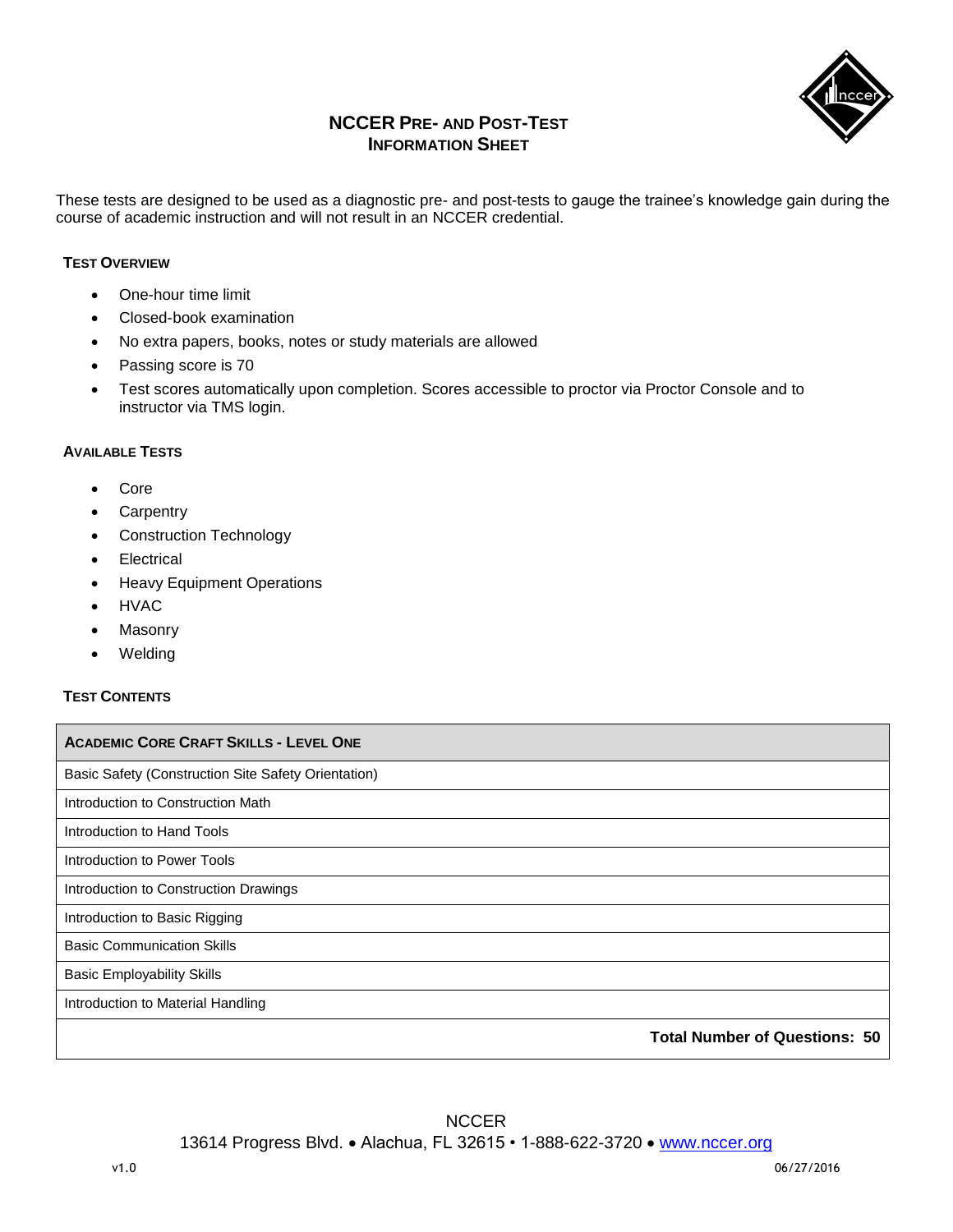# NCCER Pre- and Post-Test Information Sheet

These tests are designed to be used as a diagnostic pre- and post-tests to gauge the trainee's knowledge gain during the course of academic instruction and will not result in an NCCER credential.

## Test Overview

- One-hour time limit
- Closed-book examination
- No extra papers, books, notes or study materials are allowed
- Passing score is 70
- Test scores automatically upon completion. Scores accessible to proctor via Proctor Console and to instructor via TMS login.

## Available Tests

- Core
- Carpentry
- Construction Technology
- Electrical
- Heavy Equipment Operations
- HVAC
- Masonry
- Welding

## Test Contents

| Academic Core Craft Skills - Level One |
| --- |
| Basic Safety (Construction Site Safety Orientation) |
| Introduction to Construction Math |
| Introduction to Hand Tools |
| Introduction to Power Tools |
| Introduction to Construction Drawings |
| Introduction to Basic Rigging |
| Basic Communication Skills |
| Basic Employability Skills |
| Introduction to Material Handling |
| **Total Number of Questions: 50** |

NCCER
13614 Progress Blvd. • Alachua, FL 32615 • 1-888-622-3720 • www.nccer.org

v1.0 06/27/2016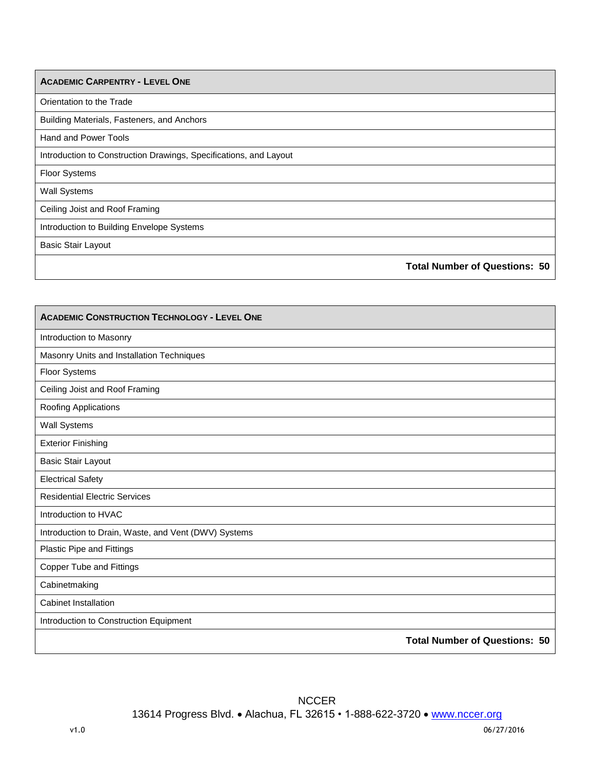| **Academic Carpentry - Level One** |
|---|
| Orientation to the Trade |
| Building Materials, Fasteners, and Anchors |
| Hand and Power Tools |
| Introduction to Construction Drawings, Specifications, and Layout |
| Floor Systems |
| Wall Systems |
| Ceiling Joist and Roof Framing |
| Introduction to Building Envelope Systems |
| Basic Stair Layout |
| **Total Number of Questions: 50** |

| **Academic Construction Technology - Level One** |
|---|
| Introduction to Masonry |
| Masonry Units and Installation Techniques |
| Floor Systems |
| Ceiling Joist and Roof Framing |
| Roofing Applications |
| Wall Systems |
| Exterior Finishing |
| Basic Stair Layout |
| Electrical Safety |
| Residential Electric Services |
| Introduction to HVAC |
| Introduction to Drain, Waste, and Vent (DWV) Systems |
| Plastic Pipe and Fittings |
| Copper Tube and Fittings |
| Cabinetmaking |
| Cabinet Installation |
| Introduction to Construction Equipment |
| **Total Number of Questions: 50** |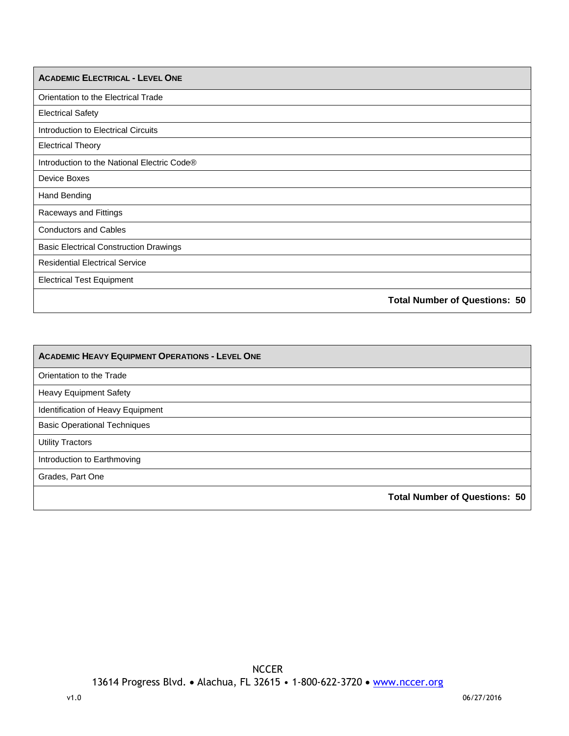| **Academic Electrical - Level One** |
|---|
| Orientation to the Electrical Trade |
| Electrical Safety |
| Introduction to Electrical Circuits |
| Electrical Theory |
| Introduction to the National Electric Code® |
| Device Boxes |
| Hand Bending |
| Raceways and Fittings |
| Conductors and Cables |
| Basic Electrical Construction Drawings |
| Residential Electrical Service |
| Electrical Test Equipment |
| **Total Number of Questions: 50** |

| **Academic Heavy Equipment Operations - Level One** |
|---|
| Orientation to the Trade |
| Heavy Equipment Safety |
| Identification of Heavy Equipment |
| Basic Operational Techniques |
| Utility Tractors |
| Introduction to Earthmoving |
| Grades, Part One |
| **Total Number of Questions: 50** |

NCCER
13614 Progress Blvd. • Alachua, FL 32615 • 1-800-622-3720 • www.nccer.org

v1.0 06/27/2016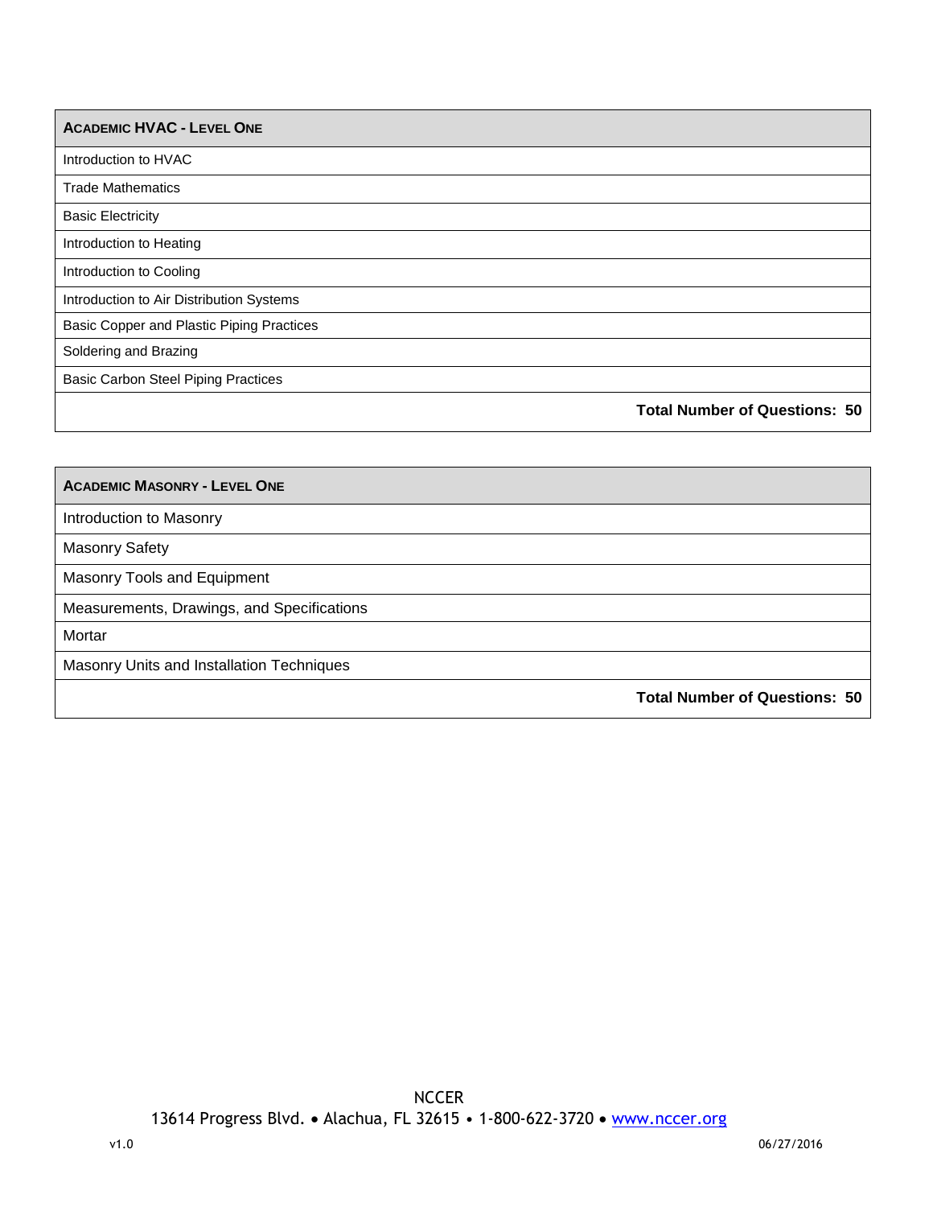| ACADEMIC HVAC - LEVEL ONE |
|---|
| Introduction to HVAC |
| Trade Mathematics |
| Basic Electricity |
| Introduction to Heating |
| Introduction to Cooling |
| Introduction to Air Distribution Systems |
| Basic Copper and Plastic Piping Practices |
| Soldering and Brazing |
| Basic Carbon Steel Piping Practices |
| **Total Number of Questions: 50** |

| ACADEMIC MASONRY - LEVEL ONE |
|---|
| Introduction to Masonry |
| Masonry Safety |
| Masonry Tools and Equipment |
| Measurements, Drawings, and Specifications |
| Mortar |
| Masonry Units and Installation Techniques |
| **Total Number of Questions: 50** |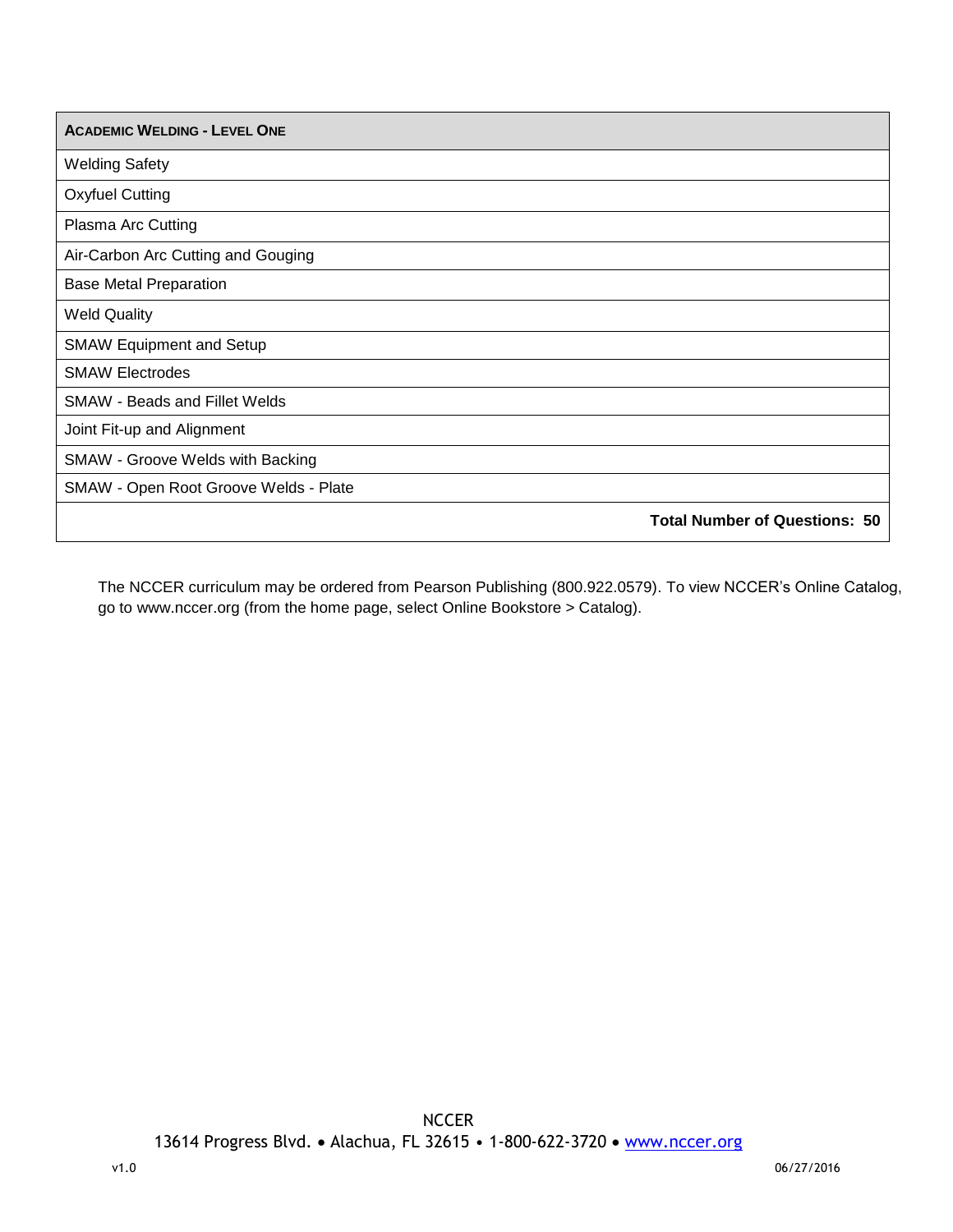| **ACADEMIC WELDING - LEVEL ONE** |
|---|
| Welding Safety |
| Oxyfuel Cutting |
| Plasma Arc Cutting |
| Air-Carbon Arc Cutting and Gouging |
| Base Metal Preparation |
| Weld Quality |
| SMAW Equipment and Setup |
| SMAW Electrodes |
| SMAW - Beads and Fillet Welds |
| Joint Fit-up and Alignment |
| SMAW - Groove Welds with Backing |
| SMAW - Open Root Groove Welds - Plate |
| **Total Number of Questions: 50** |

The NCCER curriculum may be ordered from Pearson Publishing (800.922.0579). To view NCCER's Online Catalog, go to www.nccer.org (from the home page, select Online Bookstore > Catalog).

NCCER
13614 Progress Blvd. • Alachua, FL 32615 • 1-800-622-3720 • www.nccer.org

v1.0 06/27/2016